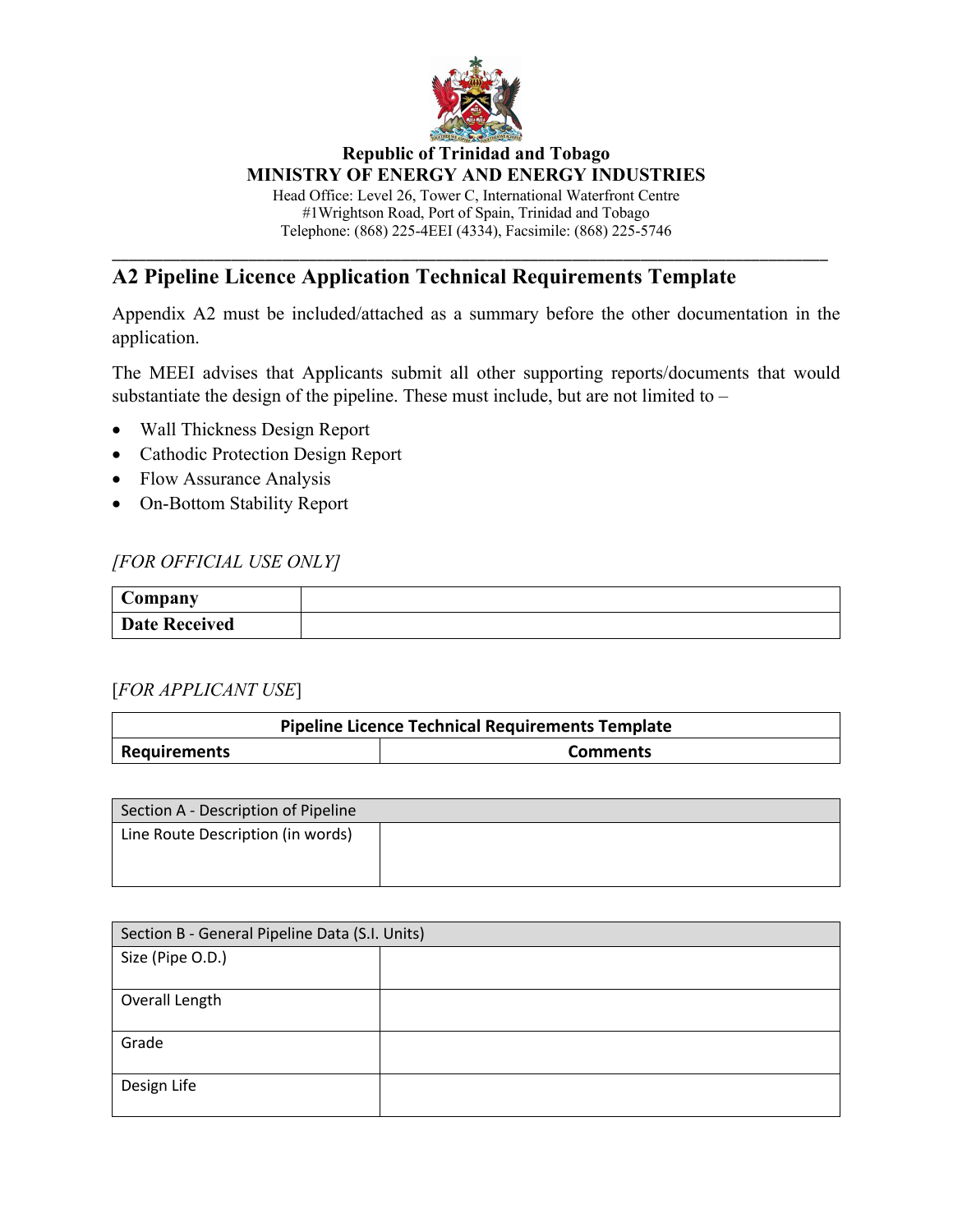**Republic of Trinidad and Tobago**
**MINISTRY OF ENERGY AND ENERGY INDUSTRIES**
Head Office: Level 26, Tower C, International Waterfront Centre
#1Wrightson Road, Port of Spain, Trinidad and Tobago
Telephone: (868) 225-4EEI (4334), Facsimile: (868) 225-5746

---

# A2 Pipeline Licence Application Technical Requirements Template

Appendix A2 must be included/attached as a summary before the other documentation in the application.

The MEEI advises that Applicants submit all other supporting reports/documents that would substantiate the design of the pipeline. These must include, but are not limited to –

- Wall Thickness Design Report
- Cathodic Protection Design Report
- Flow Assurance Analysis
- On-Bottom Stability Report

*[FOR OFFICIAL USE ONLY]*

| **Company** | |
|---|---|
| **Date Received** | |

[*FOR APPLICANT USE*]

| **Pipeline Licence Technical Requirements Template** | |
|---|---|
| **Requirements** | **Comments** |

| Section A - Description of Pipeline | |
|---|---|
| Line Route Description (in words) | |

| Section B - General Pipeline Data (S.I. Units) | |
|---|---|
| Size (Pipe O.D.) | |
| Overall Length | |
| Grade | |
| Design Life | |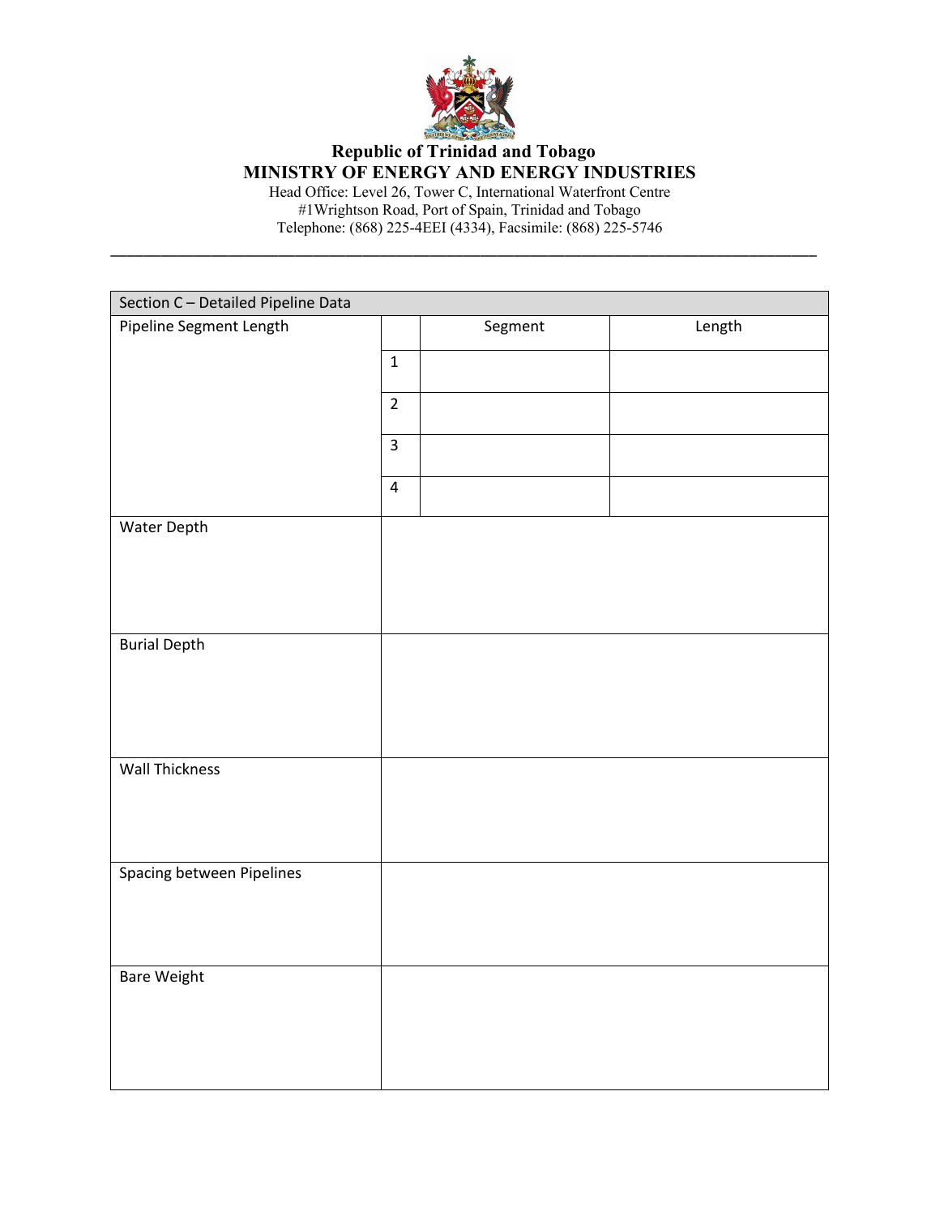**Republic of Trinidad and Tobago**
**MINISTRY OF ENERGY AND ENERGY INDUSTRIES**
Head Office: Level 26, Tower C, International Waterfront Centre
#1Wrightson Road, Port of Spain, Trinidad and Tobago
Telephone: (868) 225-4EEI (4334), Facsimile: (868) 225-5746

| Section C – Detailed Pipeline Data | | | |
|---|---|---|---|
| Pipeline Segment Length | | Segment | Length |
| | 1 | | |
| | 2 | | |
| | 3 | | |
| | 4 | | |
| Water Depth | | | |
| Burial Depth | | | |
| Wall Thickness | | | |
| Spacing between Pipelines | | | |
| Bare Weight | | | |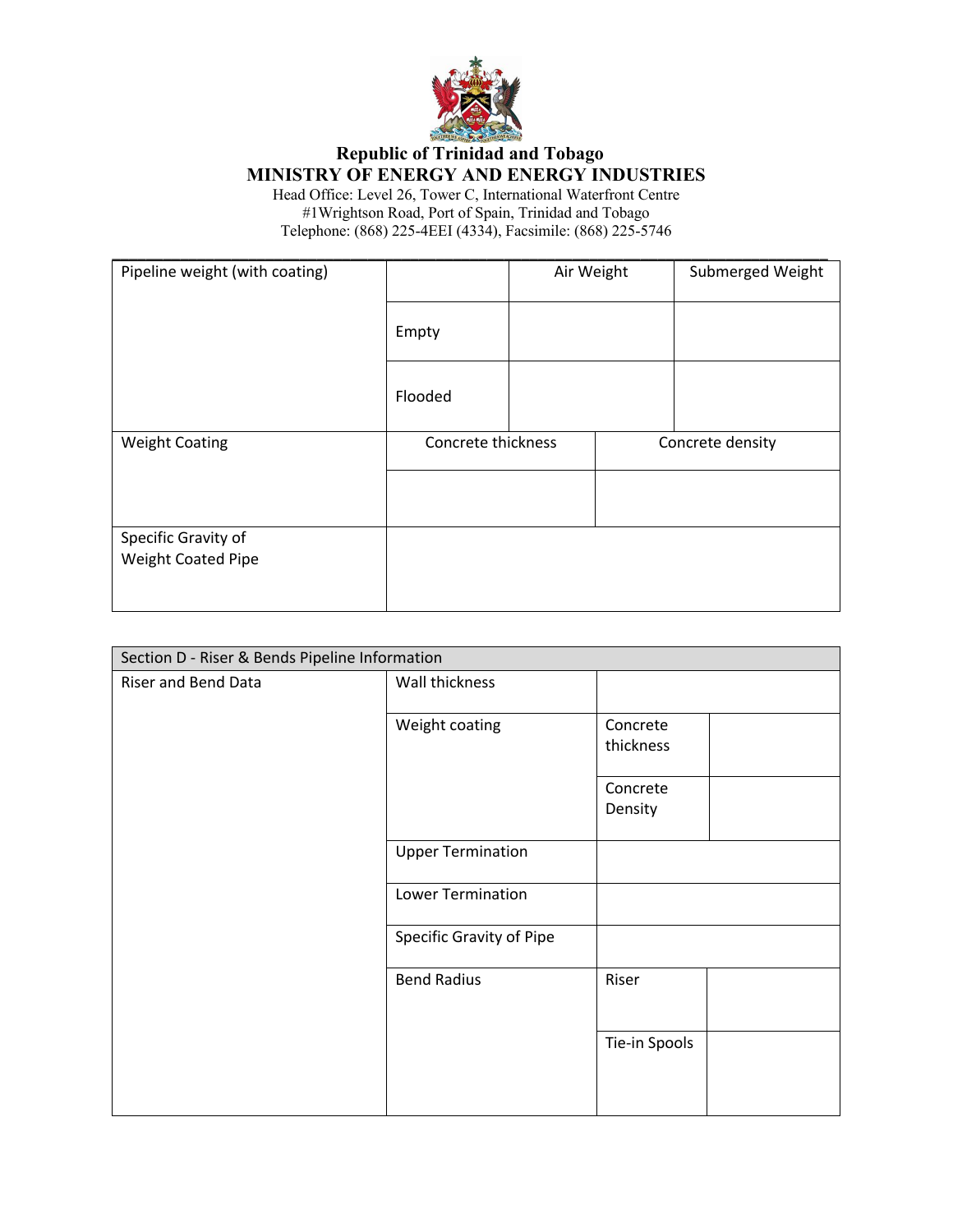**Republic of Trinidad and Tobago**
**MINISTRY OF ENERGY AND ENERGY INDUSTRIES**
Head Office: Level 26, Tower C, International Waterfront Centre
#1Wrightson Road, Port of Spain, Trinidad and Tobago
Telephone: (868) 225-4EEI (4334), Facsimile: (868) 225-5746

| Pipeline weight (with coating) | | Air Weight | Submerged Weight |
|---|---|---|---|
| | Empty | | |
| | Flooded | | |
| Weight Coating | Concrete thickness | Concrete density | |
| | | | |
| Specific Gravity of Weight Coated Pipe | | | |

| Section D - Riser & Bends Pipeline Information | | | |
|---|---|---|---|
| Riser and Bend Data | Wall thickness | | |
| | Weight coating | Concrete thickness | |
| | | Concrete Density | |
| | Upper Termination | | |
| | Lower Termination | | |
| | Specific Gravity of Pipe | | |
| | Bend Radius | Riser | |
| | | Tie-in Spools | |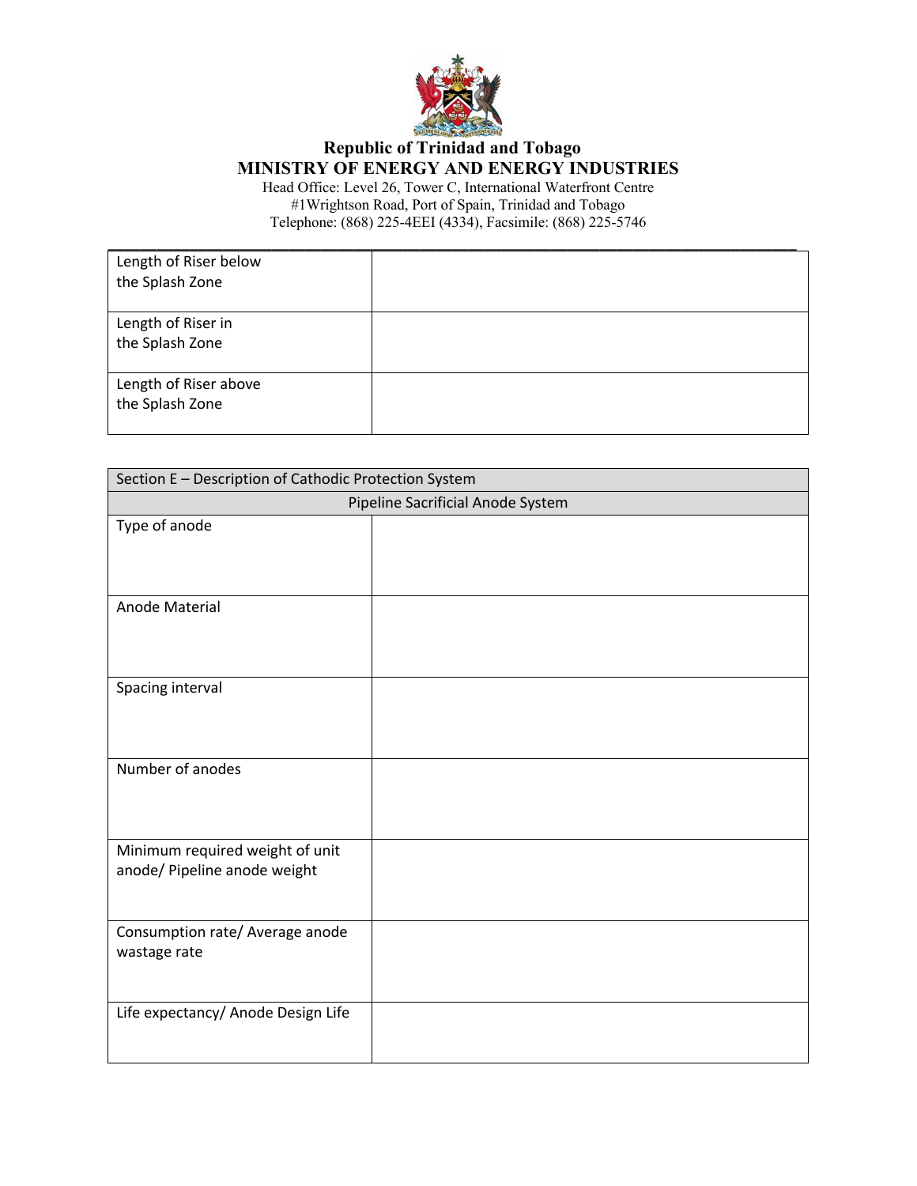**Republic of Trinidad and Tobago**
**MINISTRY OF ENERGY AND ENERGY INDUSTRIES**
Head Office: Level 26, Tower C, International Waterfront Centre
#1Wrightson Road, Port of Spain, Trinidad and Tobago
Telephone: (868) 225-4EEI (4334), Facsimile: (868) 225-5746

| Length of Riser below the Splash Zone | |
|---|---|
| Length of Riser in the Splash Zone | |
| Length of Riser above the Splash Zone | |

| Section E – Description of Cathodic Protection System | |
|---|---|
| Pipeline Sacrificial Anode System | |
| Type of anode | |
| Anode Material | |
| Spacing interval | |
| Number of anodes | |
| Minimum required weight of unit anode/ Pipeline anode weight | |
| Consumption rate/ Average anode wastage rate | |
| Life expectancy/ Anode Design Life | |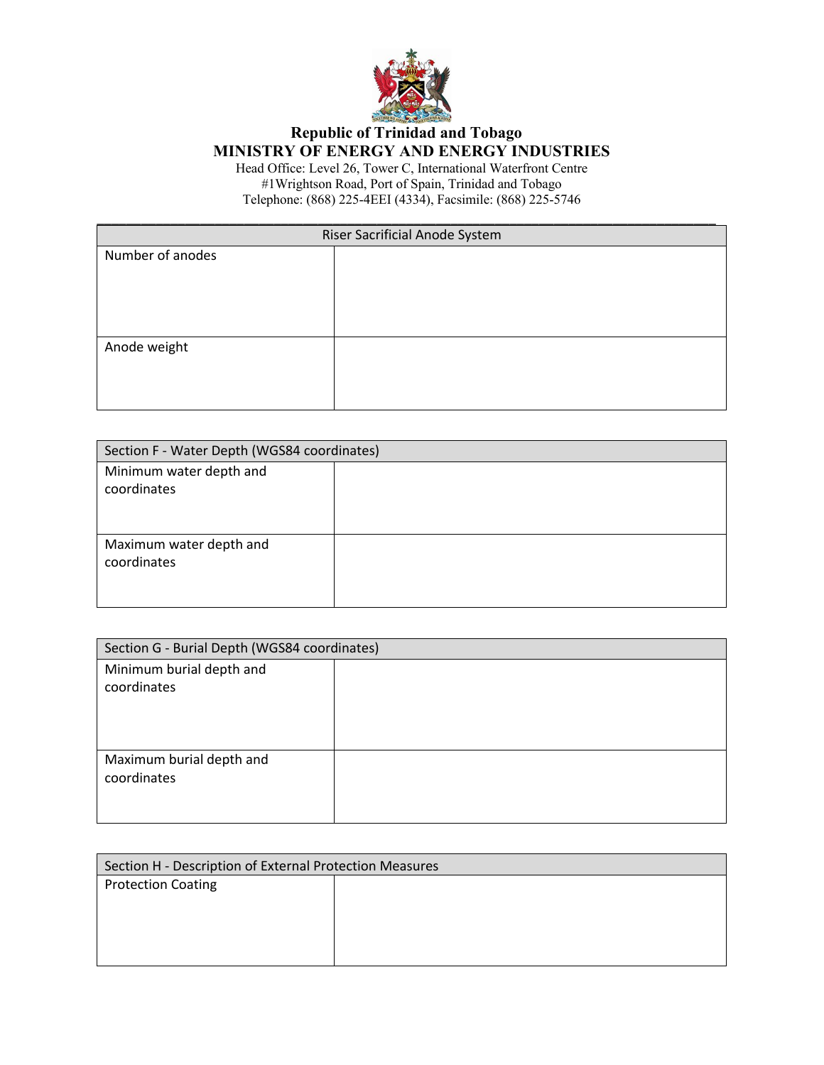**Republic of Trinidad and Tobago**
**MINISTRY OF ENERGY AND ENERGY INDUSTRIES**
Head Office: Level 26, Tower C, International Waterfront Centre
#1Wrightson Road, Port of Spain, Trinidad and Tobago
Telephone: (868) 225-4EEI (4334), Facsimile: (868) 225-5746

| Riser Sacrificial Anode System | |
|---|---|
| Number of anodes | |
| Anode weight | |

| Section F - Water Depth (WGS84 coordinates) | |
|---|---|
| Minimum water depth and coordinates | |
| Maximum water depth and coordinates | |

| Section G - Burial Depth (WGS84 coordinates) | |
|---|---|
| Minimum burial depth and coordinates | |
| Maximum burial depth and coordinates | |

| Section H - Description of External Protection Measures | |
|---|---|
| Protection Coating | |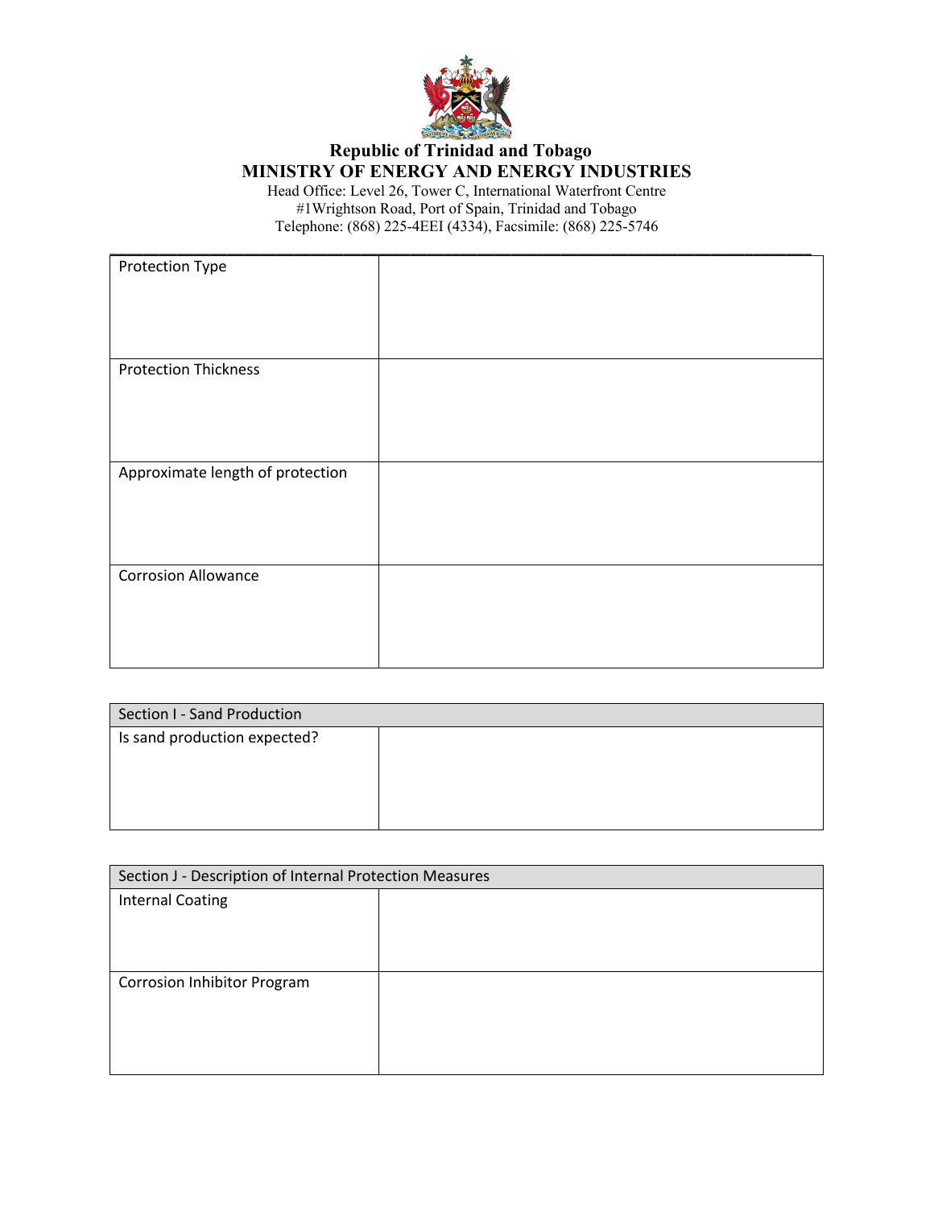**Republic of Trinidad and Tobago**
**MINISTRY OF ENERGY AND ENERGY INDUSTRIES**
Head Office: Level 26, Tower C, International Waterfront Centre
#1Wrightson Road, Port of Spain, Trinidad and Tobago
Telephone: (868) 225-4EEI (4334), Facsimile: (868) 225-5746

| | |
|---|---|
| Protection Type | |
| Protection Thickness | |
| Approximate length of protection | |
| Corrosion Allowance | |

| Section I - Sand Production | |
|---|---|
| Is sand production expected? | |

| Section J - Description of Internal Protection Measures | |
|---|---|
| Internal Coating | |
| Corrosion Inhibitor Program | |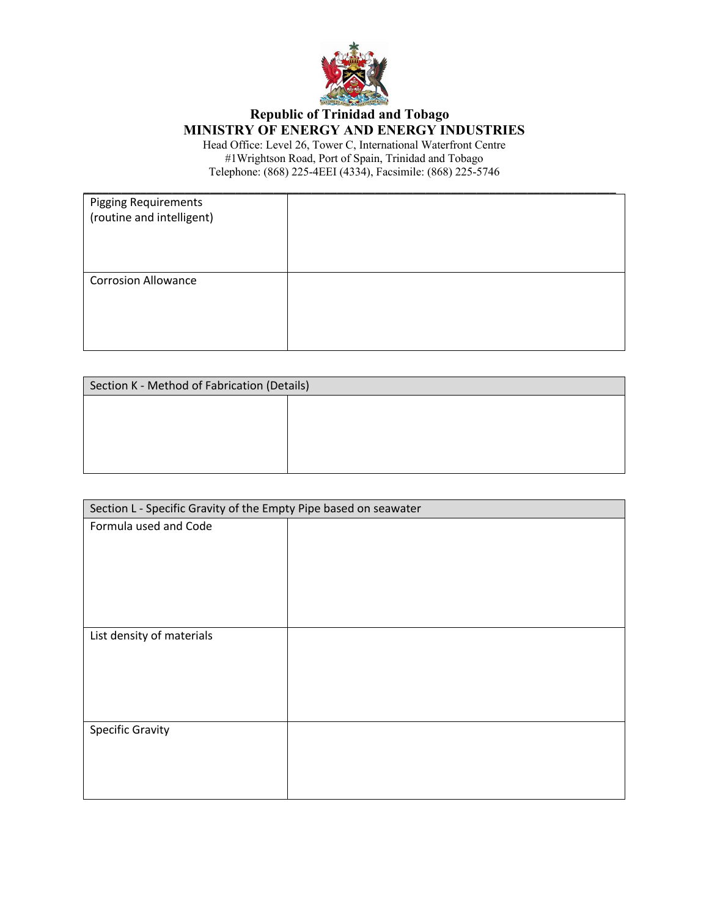**Republic of Trinidad and Tobago**
**MINISTRY OF ENERGY AND ENERGY INDUSTRIES**
Head Office: Level 26, Tower C, International Waterfront Centre
#1Wrightson Road, Port of Spain, Trinidad and Tobago
Telephone: (868) 225-4EEI (4334), Facsimile: (868) 225-5746

| | |
|---|---|
| Pigging Requirements (routine and intelligent) | |
| Corrosion Allowance | |

| Section K - Method of Fabrication (Details) | |
|---|---|
| | |

| Section L - Specific Gravity of the Empty Pipe based on seawater | |
|---|---|
| Formula used and Code | |
| List density of materials | |
| Specific Gravity | |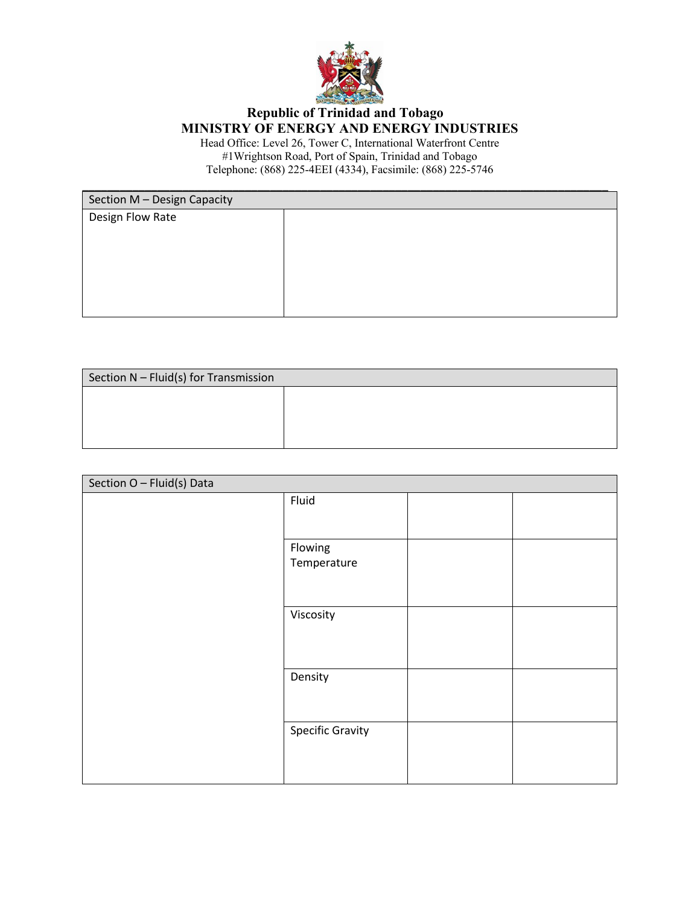**Republic of Trinidad and Tobago**
**MINISTRY OF ENERGY AND ENERGY INDUSTRIES**
Head Office: Level 26, Tower C, International Waterfront Centre
#1Wrightson Road, Port of Spain, Trinidad and Tobago
Telephone: (868) 225-4EEI (4334), Facsimile: (868) 225-5746

| Section M – Design Capacity | |
|---|---|
| Design Flow Rate | |

| Section N – Fluid(s) for Transmission | |
|---|---|
| | |

| Section O – Fluid(s) Data | | | |
|---|---|---|---|
| | Fluid | | |
| | Flowing Temperature | | |
| | Viscosity | | |
| | Density | | |
| | Specific Gravity | | |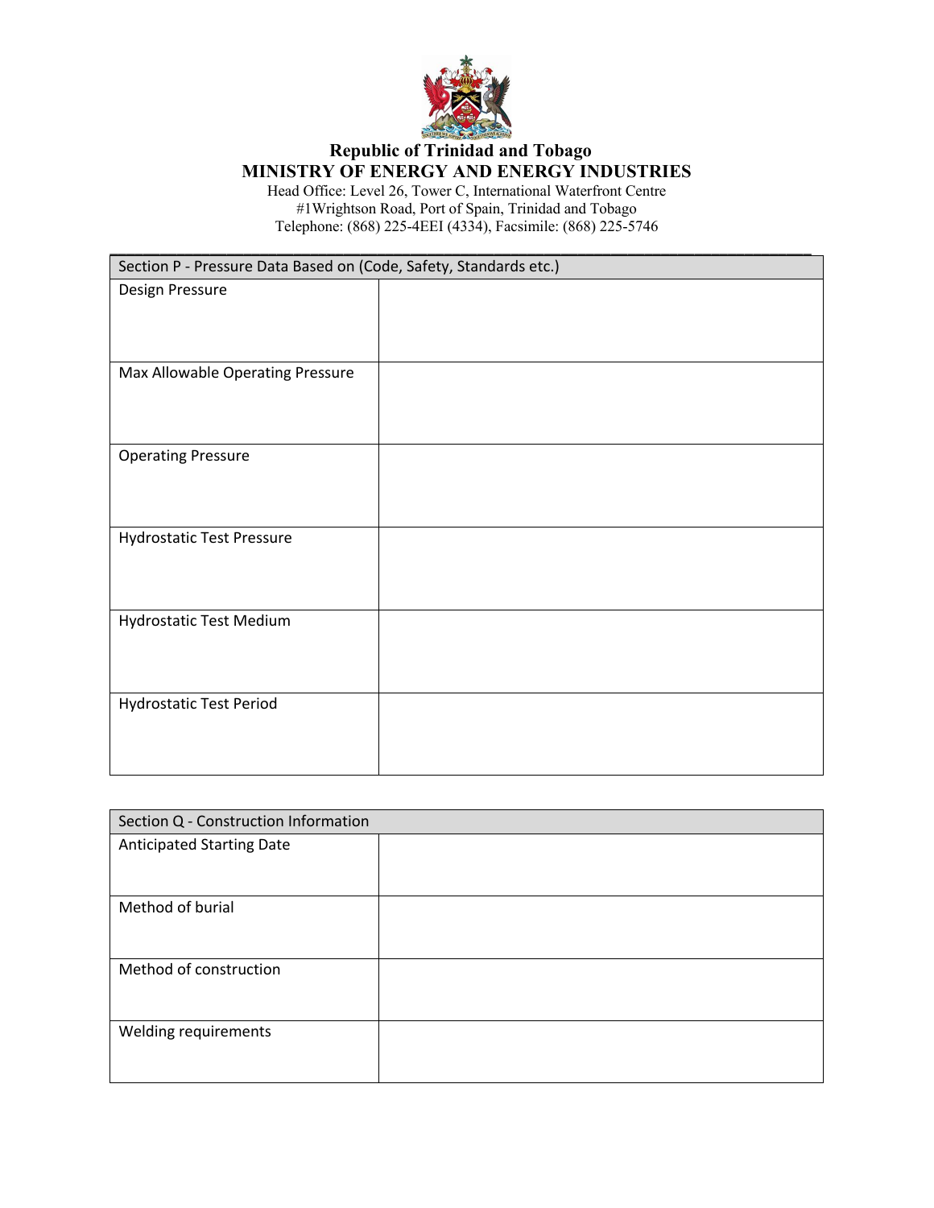**Republic of Trinidad and Tobago**
**MINISTRY OF ENERGY AND ENERGY INDUSTRIES**
Head Office: Level 26, Tower C, International Waterfront Centre
#1Wrightson Road, Port of Spain, Trinidad and Tobago
Telephone: (868) 225-4EEI (4334), Facsimile: (868) 225-5746

| Section P - Pressure Data Based on (Code, Safety, Standards etc.) | |
|---|---|
| Design Pressure | |
| Max Allowable Operating Pressure | |
| Operating Pressure | |
| Hydrostatic Test Pressure | |
| Hydrostatic Test Medium | |
| Hydrostatic Test Period | |

| Section Q - Construction Information | |
|---|---|
| Anticipated Starting Date | |
| Method of burial | |
| Method of construction | |
| Welding requirements | |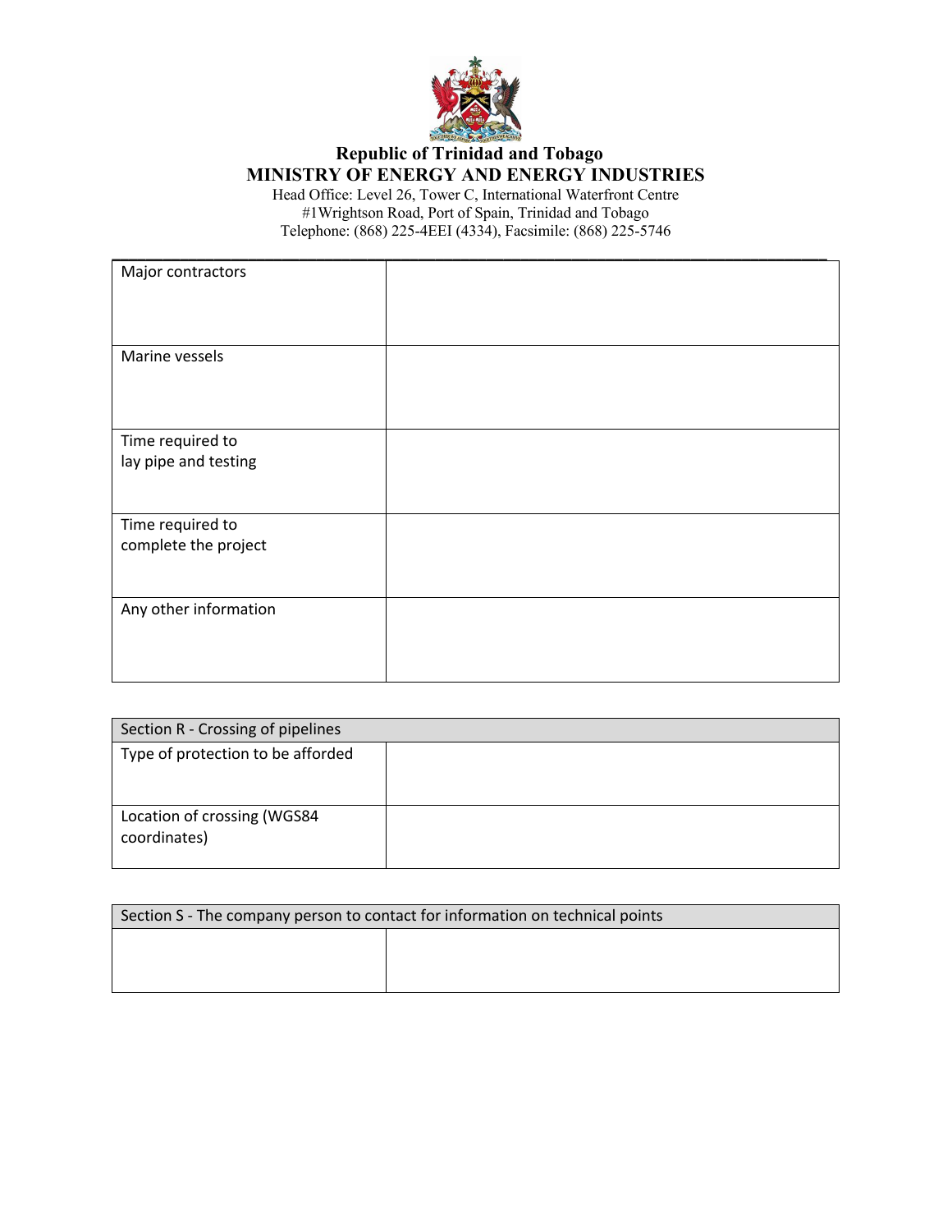**Republic of Trinidad and Tobago**
**MINISTRY OF ENERGY AND ENERGY INDUSTRIES**
Head Office: Level 26, Tower C, International Waterfront Centre
#1Wrightson Road, Port of Spain, Trinidad and Tobago
Telephone: (868) 225-4EEI (4334), Facsimile: (868) 225-5746

| | |
|---|---|
| Major contractors | |
| Marine vessels | |
| Time required to lay pipe and testing | |
| Time required to complete the project | |
| Any other information | |

| Section R - Crossing of pipelines | |
|---|---|
| Type of protection to be afforded | |
| Location of crossing (WGS84 coordinates) | |

| Section S - The company person to contact for information on technical points | |
|---|---|
| | |